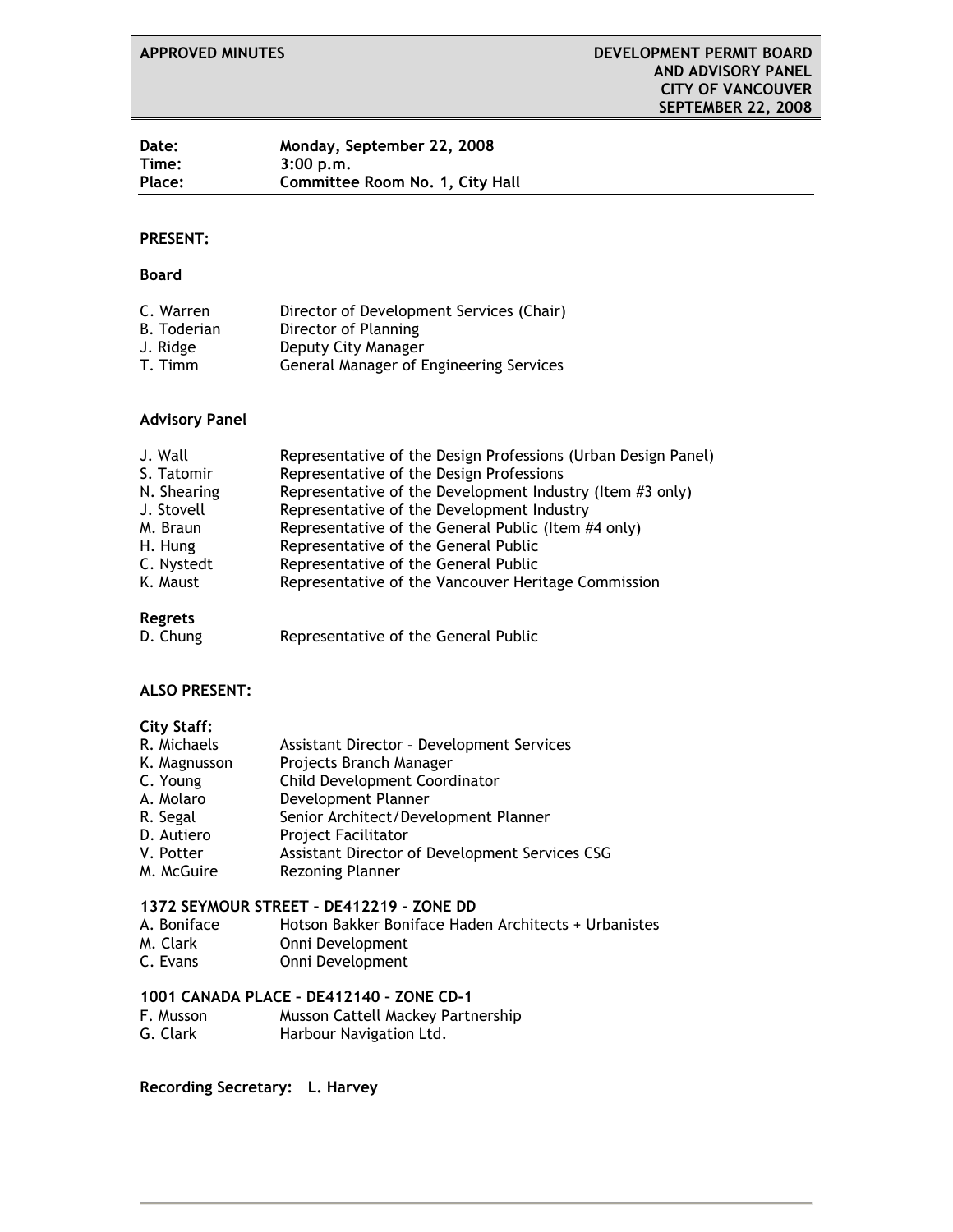**APPROVED MINUTES**

**DEVELOPMENT PERMIT BOARD AND ADVISORY PANEL CITY OF VANCOUVER SEPTEMBER 22, 2008**

| | |
|---|---|
| **Date:** | **Monday, September 22, 2008** |
| **Time:** | **3:00 p.m.** |
| **Place:** | **Committee Room No. 1, City Hall** |

**PRESENT:**

**Board**

| | |
|---|---|
| C. Warren | Director of Development Services (Chair) |
| B. Toderian | Director of Planning |
| J. Ridge | Deputy City Manager |
| T. Timm | General Manager of Engineering Services |

**Advisory Panel**

| | |
|---|---|
| J. Wall | Representative of the Design Professions (Urban Design Panel) |
| S. Tatomir | Representative of the Design Professions |
| N. Shearing | Representative of the Development Industry (Item #3 only) |
| J. Stovell | Representative of the Development Industry |
| M. Braun | Representative of the General Public (Item #4 only) |
| H. Hung | Representative of the General Public |
| C. Nystedt | Representative of the General Public |
| K. Maust | Representative of the Vancouver Heritage Commission |

**Regrets**

| | |
|---|---|
| D. Chung | Representative of the General Public |

**ALSO PRESENT:**

**City Staff:**

| | |
|---|---|
| R. Michaels | Assistant Director – Development Services |
| K. Magnusson | Projects Branch Manager |
| C. Young | Child Development Coordinator |
| A. Molaro | Development Planner |
| R. Segal | Senior Architect/Development Planner |
| D. Autiero | Project Facilitator |
| V. Potter | Assistant Director of Development Services CSG |
| M. McGuire | Rezoning Planner |

**1372 SEYMOUR STREET – DE412219 – ZONE DD**

| | |
|---|---|
| A. Boniface | Hotson Bakker Boniface Haden Architects + Urbanistes |
| M. Clark | Onni Development |
| C. Evans | Onni Development |

**1001 CANADA PLACE – DE412140 – ZONE CD-1**

| | |
|---|---|
| F. Musson | Musson Cattell Mackey Partnership |
| G. Clark | Harbour Navigation Ltd. |

**Recording Secretary: L. Harvey**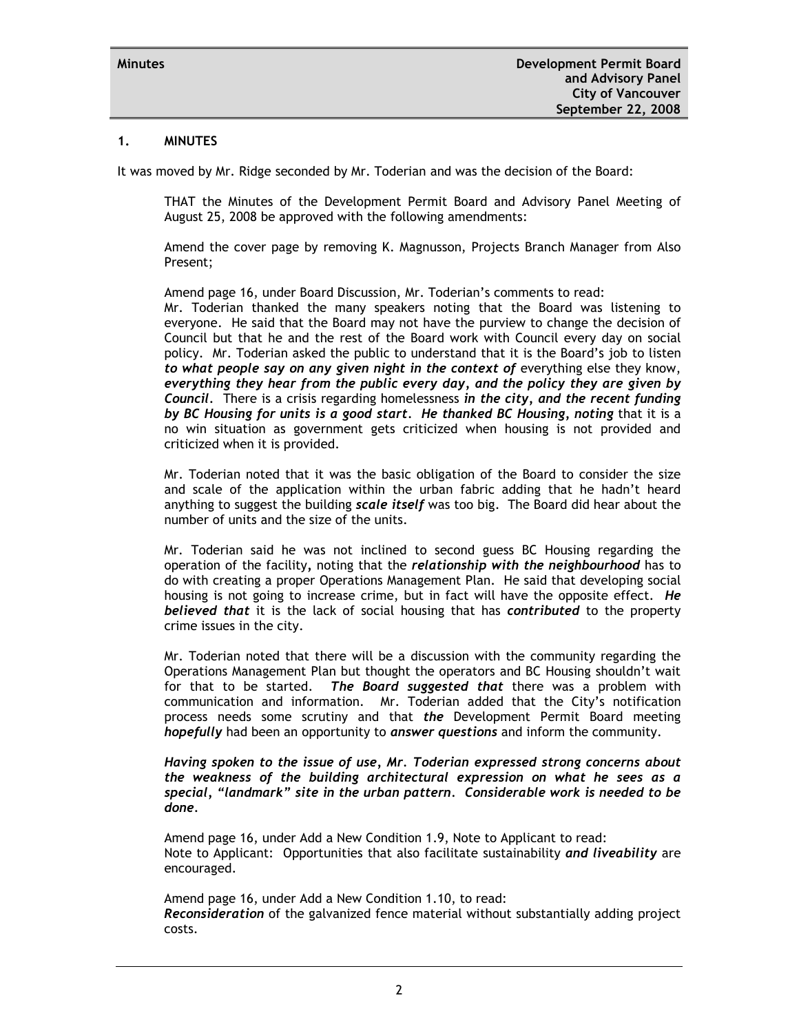## 1. MINUTES

It was moved by Mr. Ridge seconded by Mr. Toderian and was the decision of the Board:

> THAT the Minutes of the Development Permit Board and Advisory Panel Meeting of August 25, 2008 be approved with the following amendments:
>
> Amend the cover page by removing K. Magnusson, Projects Branch Manager from Also Present;
>
> Amend page 16, under Board Discussion, Mr. Toderian's comments to read:
> Mr. Toderian thanked the many speakers noting that the Board was listening to everyone. He said that the Board may not have the purview to change the decision of Council but that he and the rest of the Board work with Council every day on social policy. Mr. Toderian asked the public to understand that it is the Board's job to listen ***to what people say on any given night in the context of*** everything else they know, ***everything they hear from the public every day, and the policy they are given by Council***. There is a crisis regarding homelessness ***in the city, and the recent funding by BC Housing for units is a good start. He thanked BC Housing, noting*** that it is a no win situation as government gets criticized when housing is not provided and criticized when it is provided.
>
> Mr. Toderian noted that it was the basic obligation of the Board to consider the size and scale of the application within the urban fabric adding that he hadn't heard anything to suggest the building ***scale itself*** was too big. The Board did hear about the number of units and the size of the units.
>
> Mr. Toderian said he was not inclined to second guess BC Housing regarding the operation of the facility, noting that the ***relationship with the neighbourhood*** has to do with creating a proper Operations Management Plan. He said that developing social housing is not going to increase crime, but in fact will have the opposite effect. ***He believed that*** it is the lack of social housing that has ***contributed*** to the property crime issues in the city.
>
> Mr. Toderian noted that there will be a discussion with the community regarding the Operations Management Plan but thought the operators and BC Housing shouldn't wait for that to be started. ***The Board suggested that*** there was a problem with communication and information. Mr. Toderian added that the City's notification process needs some scrutiny and that ***the*** Development Permit Board meeting ***hopefully*** had been an opportunity to ***answer questions*** and inform the community.
>
> ***Having spoken to the issue of use, Mr. Toderian expressed strong concerns about the weakness of the building architectural expression on what he sees as a special, "landmark" site in the urban pattern. Considerable work is needed to be done.***
>
> Amend page 16, under Add a New Condition 1.9, Note to Applicant to read:
> Note to Applicant: Opportunities that also facilitate sustainability ***and liveability*** are encouraged.
>
> Amend page 16, under Add a New Condition 1.10, to read:
> ***Reconsideration*** of the galvanized fence material without substantially adding project costs.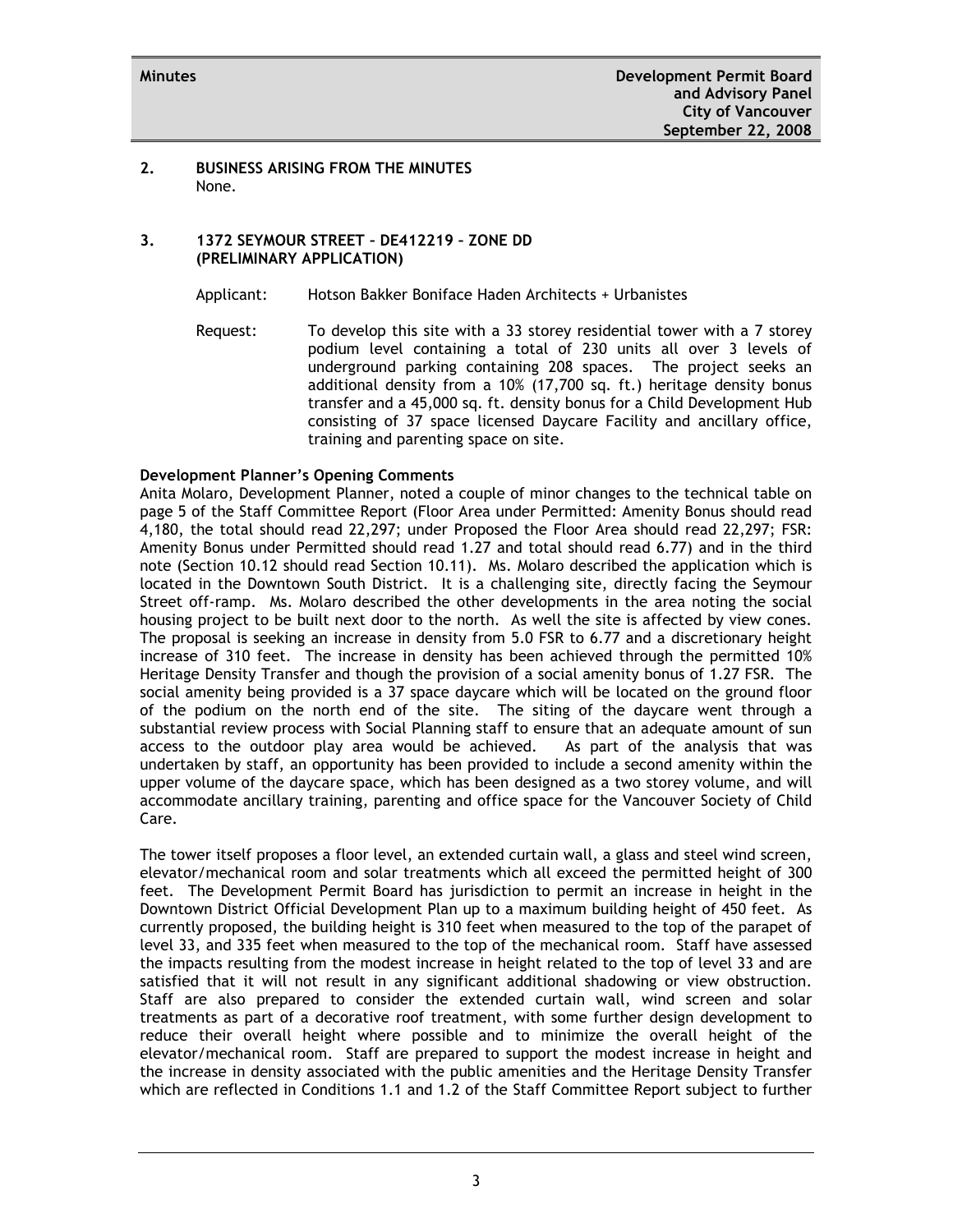## 2. BUSINESS ARISING FROM THE MINUTES

None.

## 3. 1372 SEYMOUR STREET – DE412219 – ZONE DD (PRELIMINARY APPLICATION)

Applicant: Hotson Bakker Boniface Haden Architects + Urbanistes

Request: To develop this site with a 33 storey residential tower with a 7 storey podium level containing a total of 230 units all over 3 levels of underground parking containing 208 spaces. The project seeks an additional density from a 10% (17,700 sq. ft.) heritage density bonus transfer and a 45,000 sq. ft. density bonus for a Child Development Hub consisting of 37 space licensed Daycare Facility and ancillary office, training and parenting space on site.

**Development Planner's Opening Comments**

Anita Molaro, Development Planner, noted a couple of minor changes to the technical table on page 5 of the Staff Committee Report (Floor Area under Permitted: Amenity Bonus should read 4,180, the total should read 22,297; under Proposed the Floor Area should read 22,297; FSR: Amenity Bonus under Permitted should read 1.27 and total should read 6.77) and in the third note (Section 10.12 should read Section 10.11). Ms. Molaro described the application which is located in the Downtown South District. It is a challenging site, directly facing the Seymour Street off-ramp. Ms. Molaro described the other developments in the area noting the social housing project to be built next door to the north. As well the site is affected by view cones. The proposal is seeking an increase in density from 5.0 FSR to 6.77 and a discretionary height increase of 310 feet. The increase in density has been achieved through the permitted 10% Heritage Density Transfer and though the provision of a social amenity bonus of 1.27 FSR. The social amenity being provided is a 37 space daycare which will be located on the ground floor of the podium on the north end of the site. The siting of the daycare went through a substantial review process with Social Planning staff to ensure that an adequate amount of sun access to the outdoor play area would be achieved. As part of the analysis that was undertaken by staff, an opportunity has been provided to include a second amenity within the upper volume of the daycare space, which has been designed as a two storey volume, and will accommodate ancillary training, parenting and office space for the Vancouver Society of Child Care.

The tower itself proposes a floor level, an extended curtain wall, a glass and steel wind screen, elevator/mechanical room and solar treatments which all exceed the permitted height of 300 feet. The Development Permit Board has jurisdiction to permit an increase in height in the Downtown District Official Development Plan up to a maximum building height of 450 feet. As currently proposed, the building height is 310 feet when measured to the top of the parapet of level 33, and 335 feet when measured to the top of the mechanical room. Staff have assessed the impacts resulting from the modest increase in height related to the top of level 33 and are satisfied that it will not result in any significant additional shadowing or view obstruction. Staff are also prepared to consider the extended curtain wall, wind screen and solar treatments as part of a decorative roof treatment, with some further design development to reduce their overall height where possible and to minimize the overall height of the elevator/mechanical room. Staff are prepared to support the modest increase in height and the increase in density associated with the public amenities and the Heritage Density Transfer which are reflected in Conditions 1.1 and 1.2 of the Staff Committee Report subject to further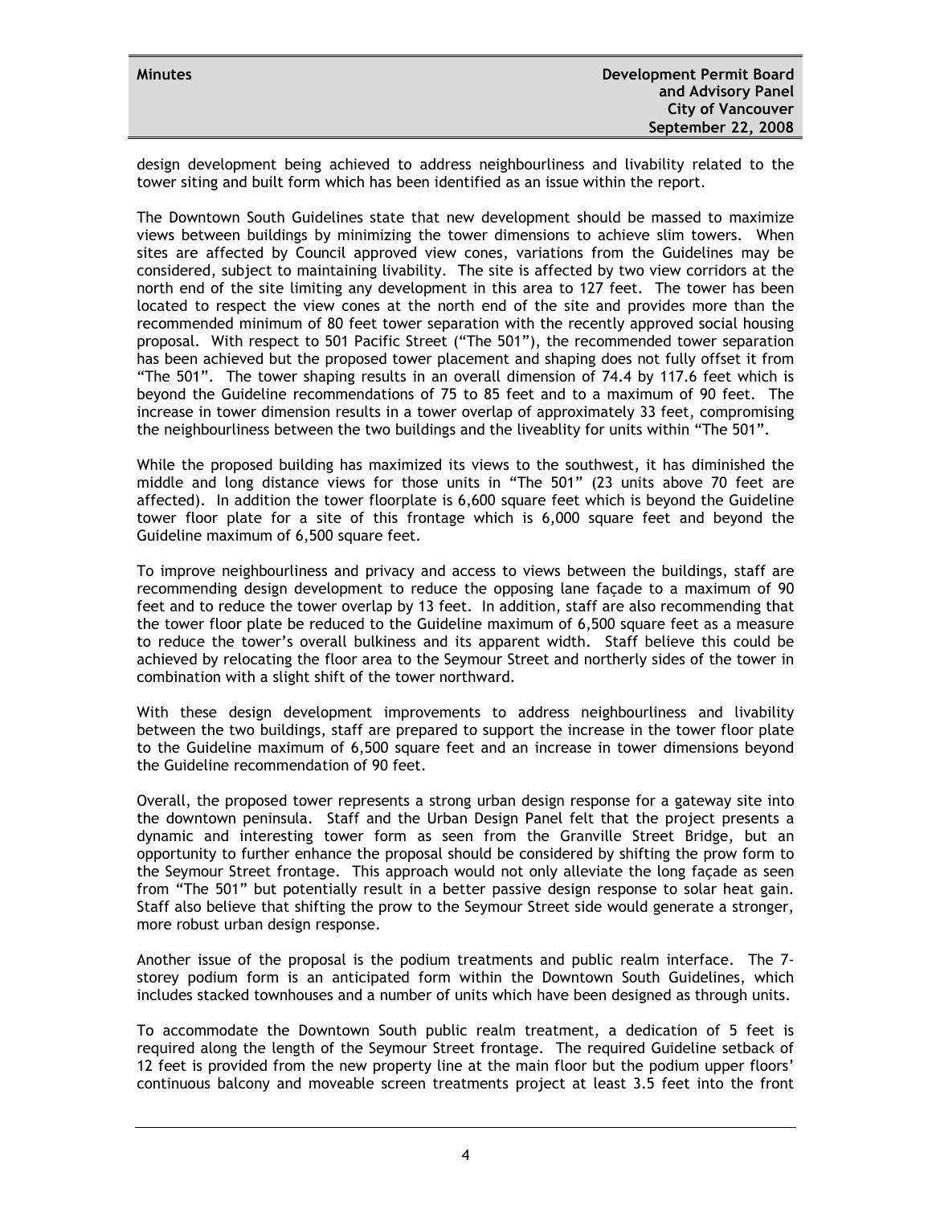design development being achieved to address neighbourliness and livability related to the tower siting and built form which has been identified as an issue within the report.

The Downtown South Guidelines state that new development should be massed to maximize views between buildings by minimizing the tower dimensions to achieve slim towers. When sites are affected by Council approved view cones, variations from the Guidelines may be considered, subject to maintaining livability. The site is affected by two view corridors at the north end of the site limiting any development in this area to 127 feet. The tower has been located to respect the view cones at the north end of the site and provides more than the recommended minimum of 80 feet tower separation with the recently approved social housing proposal. With respect to 501 Pacific Street ("The 501"), the recommended tower separation has been achieved but the proposed tower placement and shaping does not fully offset it from "The 501". The tower shaping results in an overall dimension of 74.4 by 117.6 feet which is beyond the Guideline recommendations of 75 to 85 feet and to a maximum of 90 feet. The increase in tower dimension results in a tower overlap of approximately 33 feet, compromising the neighbourliness between the two buildings and the liveablity for units within "The 501".

While the proposed building has maximized its views to the southwest, it has diminished the middle and long distance views for those units in "The 501" (23 units above 70 feet are affected). In addition the tower floorplate is 6,600 square feet which is beyond the Guideline tower floor plate for a site of this frontage which is 6,000 square feet and beyond the Guideline maximum of 6,500 square feet.

To improve neighbourliness and privacy and access to views between the buildings, staff are recommending design development to reduce the opposing lane façade to a maximum of 90 feet and to reduce the tower overlap by 13 feet. In addition, staff are also recommending that the tower floor plate be reduced to the Guideline maximum of 6,500 square feet as a measure to reduce the tower's overall bulkiness and its apparent width. Staff believe this could be achieved by relocating the floor area to the Seymour Street and northerly sides of the tower in combination with a slight shift of the tower northward.

With these design development improvements to address neighbourliness and livability between the two buildings, staff are prepared to support the increase in the tower floor plate to the Guideline maximum of 6,500 square feet and an increase in tower dimensions beyond the Guideline recommendation of 90 feet.

Overall, the proposed tower represents a strong urban design response for a gateway site into the downtown peninsula. Staff and the Urban Design Panel felt that the project presents a dynamic and interesting tower form as seen from the Granville Street Bridge, but an opportunity to further enhance the proposal should be considered by shifting the prow form to the Seymour Street frontage. This approach would not only alleviate the long façade as seen from "The 501" but potentially result in a better passive design response to solar heat gain. Staff also believe that shifting the prow to the Seymour Street side would generate a stronger, more robust urban design response.

Another issue of the proposal is the podium treatments and public realm interface. The 7-storey podium form is an anticipated form within the Downtown South Guidelines, which includes stacked townhouses and a number of units which have been designed as through units.

To accommodate the Downtown South public realm treatment, a dedication of 5 feet is required along the length of the Seymour Street frontage. The required Guideline setback of 12 feet is provided from the new property line at the main floor but the podium upper floors' continuous balcony and moveable screen treatments project at least 3.5 feet into the front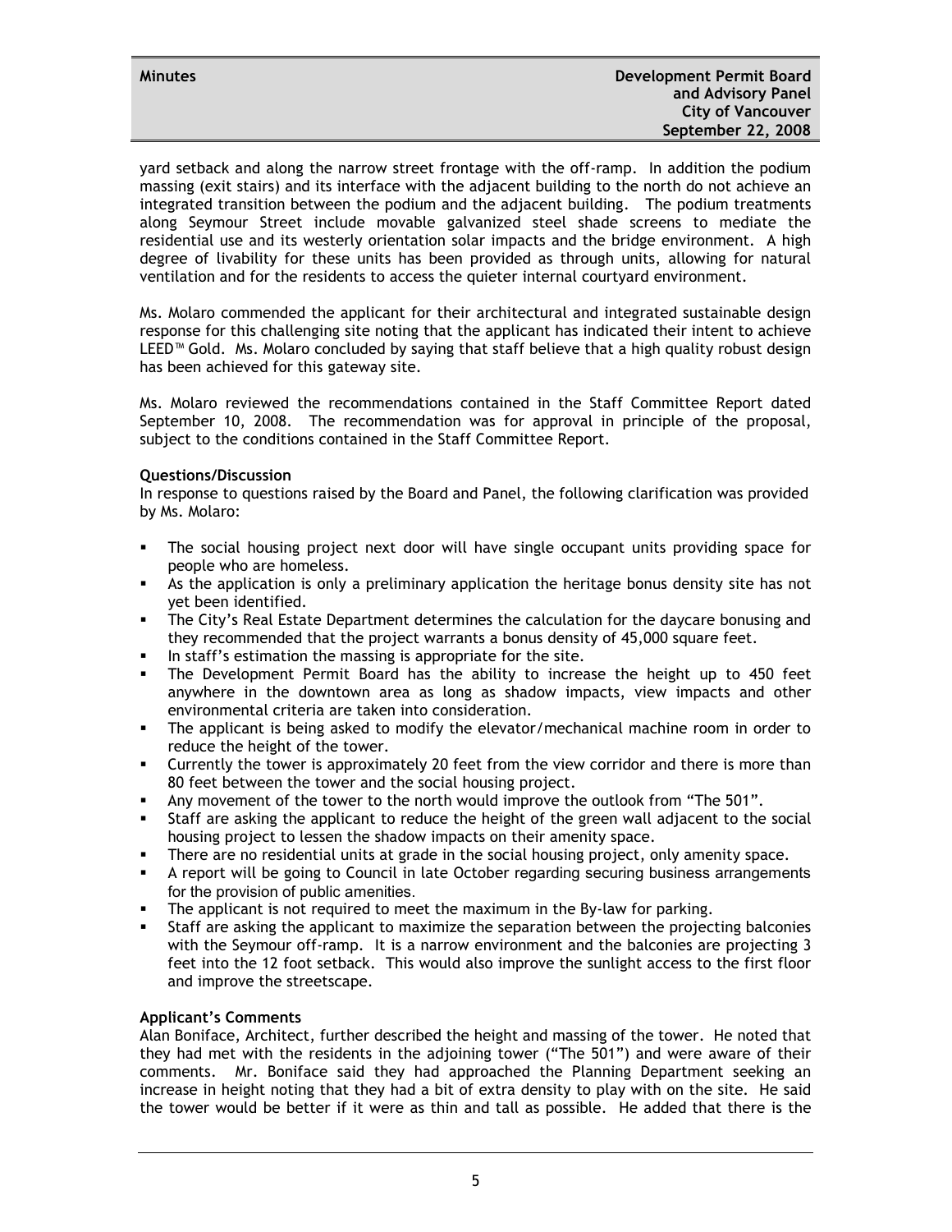yard setback and along the narrow street frontage with the off-ramp. In addition the podium massing (exit stairs) and its interface with the adjacent building to the north do not achieve an integrated transition between the podium and the adjacent building. The podium treatments along Seymour Street include movable galvanized steel shade screens to mediate the residential use and its westerly orientation solar impacts and the bridge environment. A high degree of livability for these units has been provided as through units, allowing for natural ventilation and for the residents to access the quieter internal courtyard environment.

Ms. Molaro commended the applicant for their architectural and integrated sustainable design response for this challenging site noting that the applicant has indicated their intent to achieve LEED™ Gold. Ms. Molaro concluded by saying that staff believe that a high quality robust design has been achieved for this gateway site.

Ms. Molaro reviewed the recommendations contained in the Staff Committee Report dated September 10, 2008. The recommendation was for approval in principle of the proposal, subject to the conditions contained in the Staff Committee Report.

**Questions/Discussion**

In response to questions raised by the Board and Panel, the following clarification was provided by Ms. Molaro:

- The social housing project next door will have single occupant units providing space for people who are homeless.
- As the application is only a preliminary application the heritage bonus density site has not yet been identified.
- The City's Real Estate Department determines the calculation for the daycare bonusing and they recommended that the project warrants a bonus density of 45,000 square feet.
- In staff's estimation the massing is appropriate for the site.
- The Development Permit Board has the ability to increase the height up to 450 feet anywhere in the downtown area as long as shadow impacts, view impacts and other environmental criteria are taken into consideration.
- The applicant is being asked to modify the elevator/mechanical machine room in order to reduce the height of the tower.
- Currently the tower is approximately 20 feet from the view corridor and there is more than 80 feet between the tower and the social housing project.
- Any movement of the tower to the north would improve the outlook from "The 501".
- Staff are asking the applicant to reduce the height of the green wall adjacent to the social housing project to lessen the shadow impacts on their amenity space.
- There are no residential units at grade in the social housing project, only amenity space.
- A report will be going to Council in late October regarding securing business arrangements for the provision of public amenities.
- The applicant is not required to meet the maximum in the By-law for parking.
- Staff are asking the applicant to maximize the separation between the projecting balconies with the Seymour off-ramp. It is a narrow environment and the balconies are projecting 3 feet into the 12 foot setback. This would also improve the sunlight access to the first floor and improve the streetscape.

**Applicant's Comments**

Alan Boniface, Architect, further described the height and massing of the tower. He noted that they had met with the residents in the adjoining tower ("The 501") and were aware of their comments. Mr. Boniface said they had approached the Planning Department seeking an increase in height noting that they had a bit of extra density to play with on the site. He said the tower would be better if it were as thin and tall as possible. He added that there is the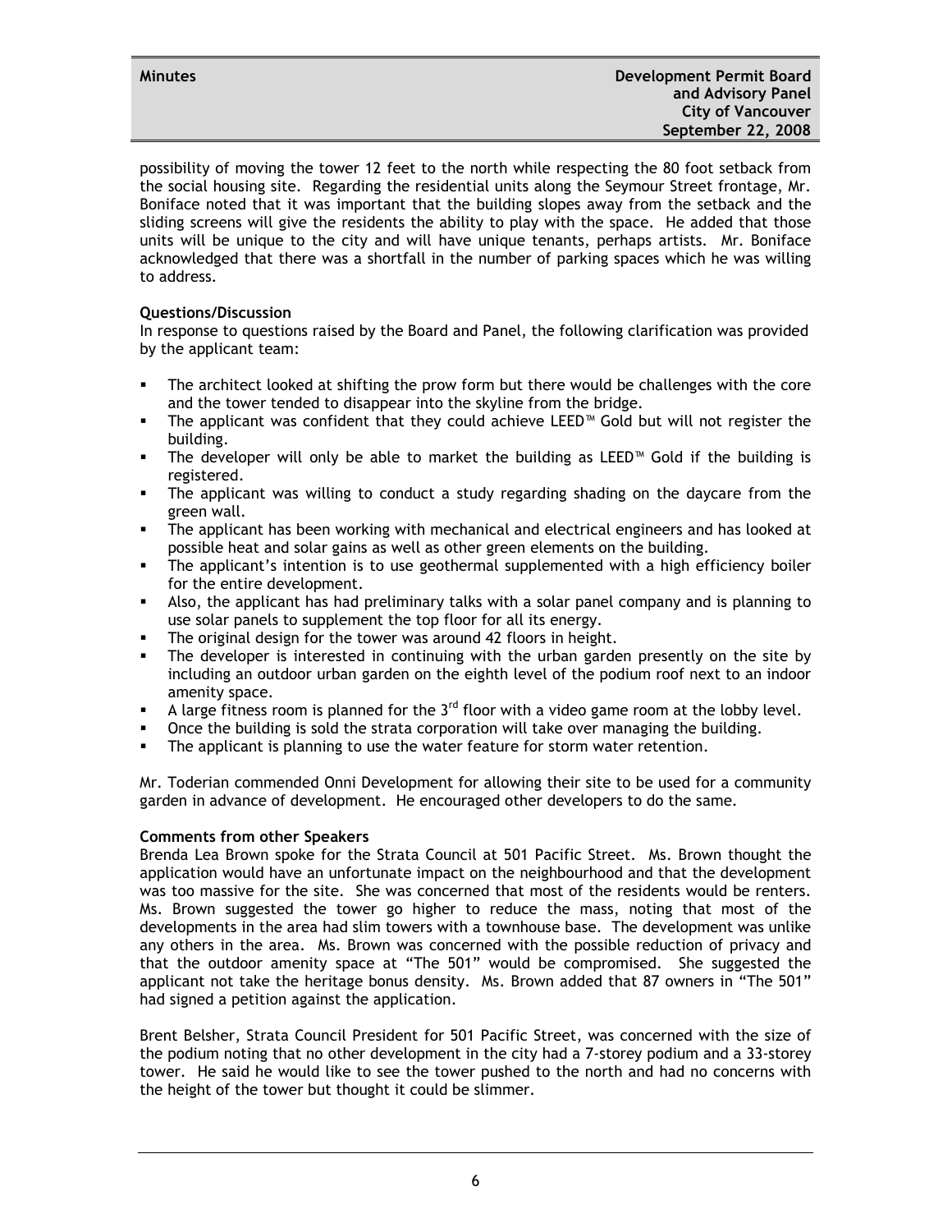possibility of moving the tower 12 feet to the north while respecting the 80 foot setback from the social housing site. Regarding the residential units along the Seymour Street frontage, Mr. Boniface noted that it was important that the building slopes away from the setback and the sliding screens will give the residents the ability to play with the space. He added that those units will be unique to the city and will have unique tenants, perhaps artists. Mr. Boniface acknowledged that there was a shortfall in the number of parking spaces which he was willing to address.

**Questions/Discussion**

In response to questions raised by the Board and Panel, the following clarification was provided by the applicant team:

- The architect looked at shifting the prow form but there would be challenges with the core and the tower tended to disappear into the skyline from the bridge.
- The applicant was confident that they could achieve LEED™ Gold but will not register the building.
- The developer will only be able to market the building as LEED™ Gold if the building is registered.
- The applicant was willing to conduct a study regarding shading on the daycare from the green wall.
- The applicant has been working with mechanical and electrical engineers and has looked at possible heat and solar gains as well as other green elements on the building.
- The applicant's intention is to use geothermal supplemented with a high efficiency boiler for the entire development.
- Also, the applicant has had preliminary talks with a solar panel company and is planning to use solar panels to supplement the top floor for all its energy.
- The original design for the tower was around 42 floors in height.
- The developer is interested in continuing with the urban garden presently on the site by including an outdoor urban garden on the eighth level of the podium roof next to an indoor amenity space.
- A large fitness room is planned for the 3rd floor with a video game room at the lobby level.
- Once the building is sold the strata corporation will take over managing the building.
- The applicant is planning to use the water feature for storm water retention.

Mr. Toderian commended Onni Development for allowing their site to be used for a community garden in advance of development. He encouraged other developers to do the same.

**Comments from other Speakers**

Brenda Lea Brown spoke for the Strata Council at 501 Pacific Street. Ms. Brown thought the application would have an unfortunate impact on the neighbourhood and that the development was too massive for the site. She was concerned that most of the residents would be renters. Ms. Brown suggested the tower go higher to reduce the mass, noting that most of the developments in the area had slim towers with a townhouse base. The development was unlike any others in the area. Ms. Brown was concerned with the possible reduction of privacy and that the outdoor amenity space at "The 501" would be compromised. She suggested the applicant not take the heritage bonus density. Ms. Brown added that 87 owners in "The 501" had signed a petition against the application.

Brent Belsher, Strata Council President for 501 Pacific Street, was concerned with the size of the podium noting that no other development in the city had a 7-storey podium and a 33-storey tower. He said he would like to see the tower pushed to the north and had no concerns with the height of the tower but thought it could be slimmer.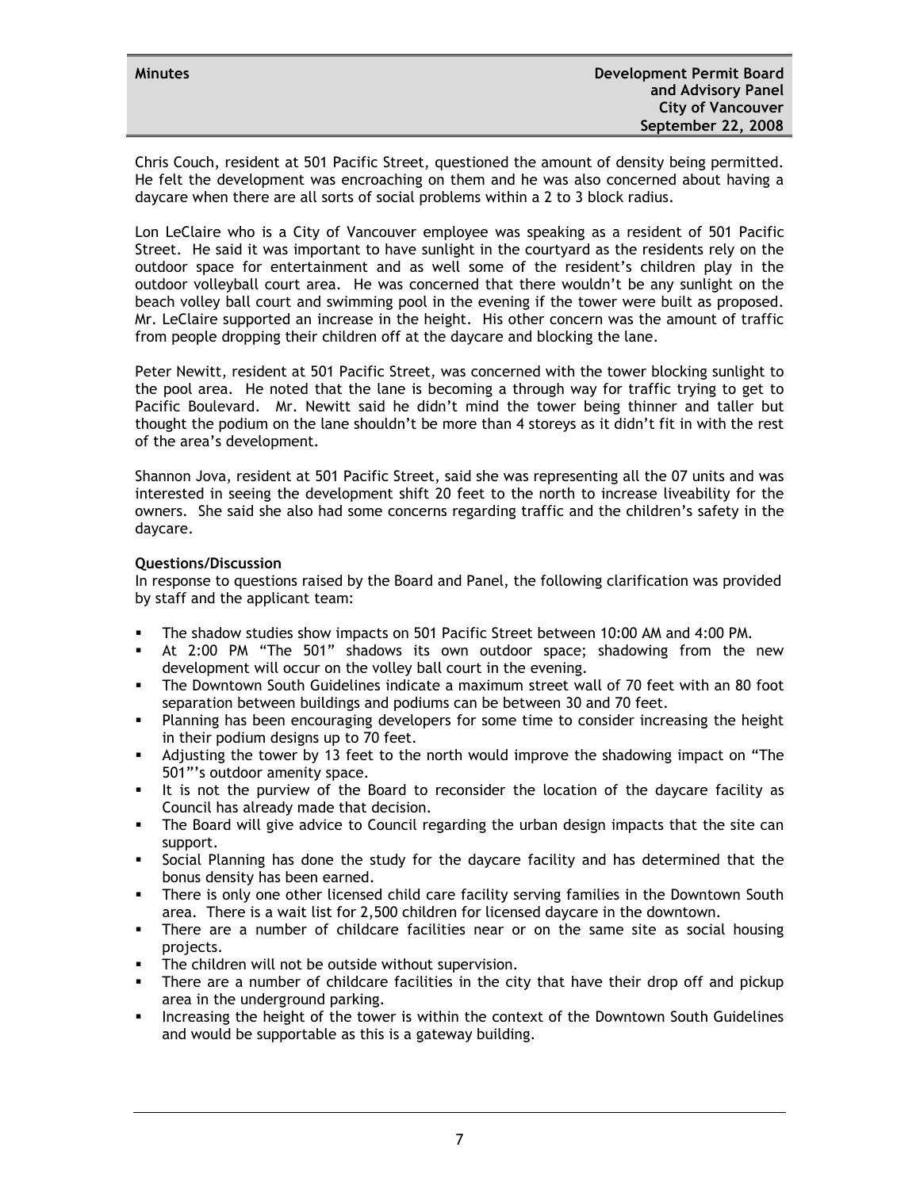Chris Couch, resident at 501 Pacific Street, questioned the amount of density being permitted. He felt the development was encroaching on them and he was also concerned about having a daycare when there are all sorts of social problems within a 2 to 3 block radius.

Lon LeClaire who is a City of Vancouver employee was speaking as a resident of 501 Pacific Street. He said it was important to have sunlight in the courtyard as the residents rely on the outdoor space for entertainment and as well some of the resident's children play in the outdoor volleyball court area. He was concerned that there wouldn't be any sunlight on the beach volley ball court and swimming pool in the evening if the tower were built as proposed. Mr. LeClaire supported an increase in the height. His other concern was the amount of traffic from people dropping their children off at the daycare and blocking the lane.

Peter Newitt, resident at 501 Pacific Street, was concerned with the tower blocking sunlight to the pool area. He noted that the lane is becoming a through way for traffic trying to get to Pacific Boulevard. Mr. Newitt said he didn't mind the tower being thinner and taller but thought the podium on the lane shouldn't be more than 4 storeys as it didn't fit in with the rest of the area's development.

Shannon Jova, resident at 501 Pacific Street, said she was representing all the 07 units and was interested in seeing the development shift 20 feet to the north to increase liveability for the owners. She said she also had some concerns regarding traffic and the children's safety in the daycare.

**Questions/Discussion**

In response to questions raised by the Board and Panel, the following clarification was provided by staff and the applicant team:

- The shadow studies show impacts on 501 Pacific Street between 10:00 AM and 4:00 PM.
- At 2:00 PM "The 501" shadows its own outdoor space; shadowing from the new development will occur on the volley ball court in the evening.
- The Downtown South Guidelines indicate a maximum street wall of 70 feet with an 80 foot separation between buildings and podiums can be between 30 and 70 feet.
- Planning has been encouraging developers for some time to consider increasing the height in their podium designs up to 70 feet.
- Adjusting the tower by 13 feet to the north would improve the shadowing impact on "The 501"'s outdoor amenity space.
- It is not the purview of the Board to reconsider the location of the daycare facility as Council has already made that decision.
- The Board will give advice to Council regarding the urban design impacts that the site can support.
- Social Planning has done the study for the daycare facility and has determined that the bonus density has been earned.
- There is only one other licensed child care facility serving families in the Downtown South area. There is a wait list for 2,500 children for licensed daycare in the downtown.
- There are a number of childcare facilities near or on the same site as social housing projects.
- The children will not be outside without supervision.
- There are a number of childcare facilities in the city that have their drop off and pickup area in the underground parking.
- Increasing the height of the tower is within the context of the Downtown South Guidelines and would be supportable as this is a gateway building.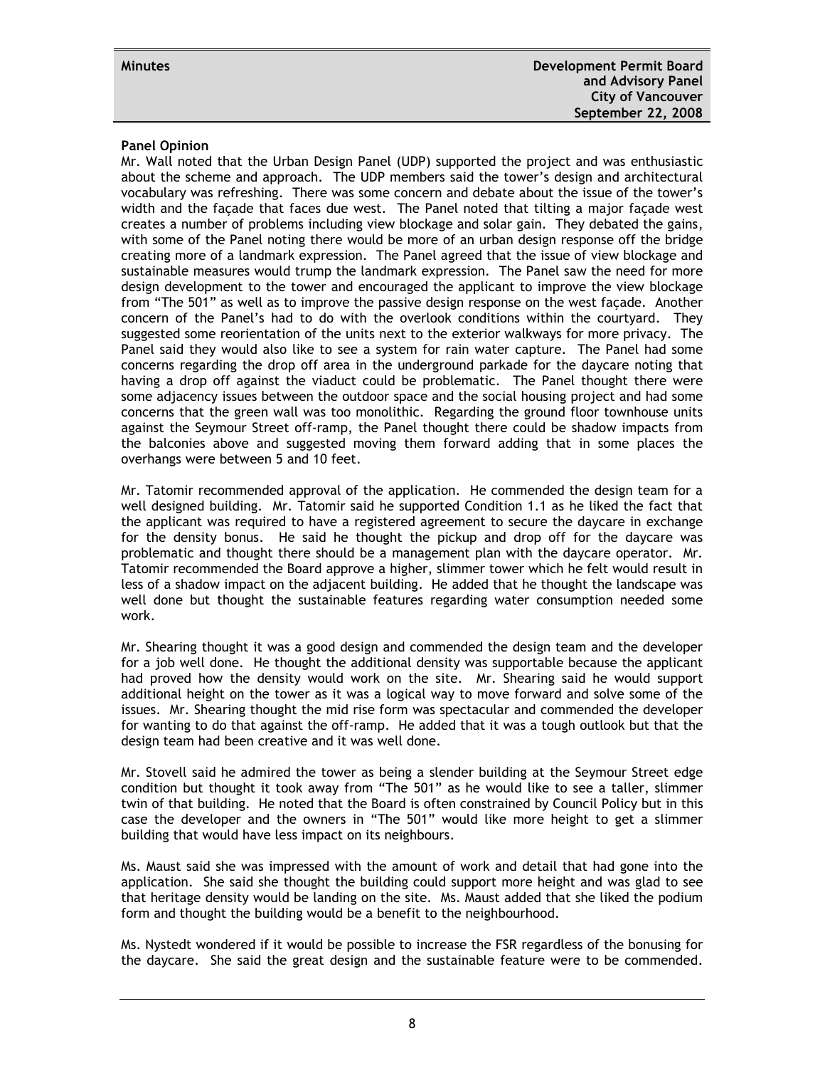**Panel Opinion**

Mr. Wall noted that the Urban Design Panel (UDP) supported the project and was enthusiastic about the scheme and approach. The UDP members said the tower's design and architectural vocabulary was refreshing. There was some concern and debate about the issue of the tower's width and the façade that faces due west. The Panel noted that tilting a major façade west creates a number of problems including view blockage and solar gain. They debated the gains, with some of the Panel noting there would be more of an urban design response off the bridge creating more of a landmark expression. The Panel agreed that the issue of view blockage and sustainable measures would trump the landmark expression. The Panel saw the need for more design development to the tower and encouraged the applicant to improve the view blockage from "The 501" as well as to improve the passive design response on the west façade. Another concern of the Panel's had to do with the overlook conditions within the courtyard. They suggested some reorientation of the units next to the exterior walkways for more privacy. The Panel said they would also like to see a system for rain water capture. The Panel had some concerns regarding the drop off area in the underground parkade for the daycare noting that having a drop off against the viaduct could be problematic. The Panel thought there were some adjacency issues between the outdoor space and the social housing project and had some concerns that the green wall was too monolithic. Regarding the ground floor townhouse units against the Seymour Street off-ramp, the Panel thought there could be shadow impacts from the balconies above and suggested moving them forward adding that in some places the overhangs were between 5 and 10 feet.

Mr. Tatomir recommended approval of the application. He commended the design team for a well designed building. Mr. Tatomir said he supported Condition 1.1 as he liked the fact that the applicant was required to have a registered agreement to secure the daycare in exchange for the density bonus. He said he thought the pickup and drop off for the daycare was problematic and thought there should be a management plan with the daycare operator. Mr. Tatomir recommended the Board approve a higher, slimmer tower which he felt would result in less of a shadow impact on the adjacent building. He added that he thought the landscape was well done but thought the sustainable features regarding water consumption needed some work.

Mr. Shearing thought it was a good design and commended the design team and the developer for a job well done. He thought the additional density was supportable because the applicant had proved how the density would work on the site. Mr. Shearing said he would support additional height on the tower as it was a logical way to move forward and solve some of the issues. Mr. Shearing thought the mid rise form was spectacular and commended the developer for wanting to do that against the off-ramp. He added that it was a tough outlook but that the design team had been creative and it was well done.

Mr. Stovell said he admired the tower as being a slender building at the Seymour Street edge condition but thought it took away from "The 501" as he would like to see a taller, slimmer twin of that building. He noted that the Board is often constrained by Council Policy but in this case the developer and the owners in "The 501" would like more height to get a slimmer building that would have less impact on its neighbours.

Ms. Maust said she was impressed with the amount of work and detail that had gone into the application. She said she thought the building could support more height and was glad to see that heritage density would be landing on the site. Ms. Maust added that she liked the podium form and thought the building would be a benefit to the neighbourhood.

Ms. Nystedt wondered if it would be possible to increase the FSR regardless of the bonusing for the daycare. She said the great design and the sustainable feature were to be commended.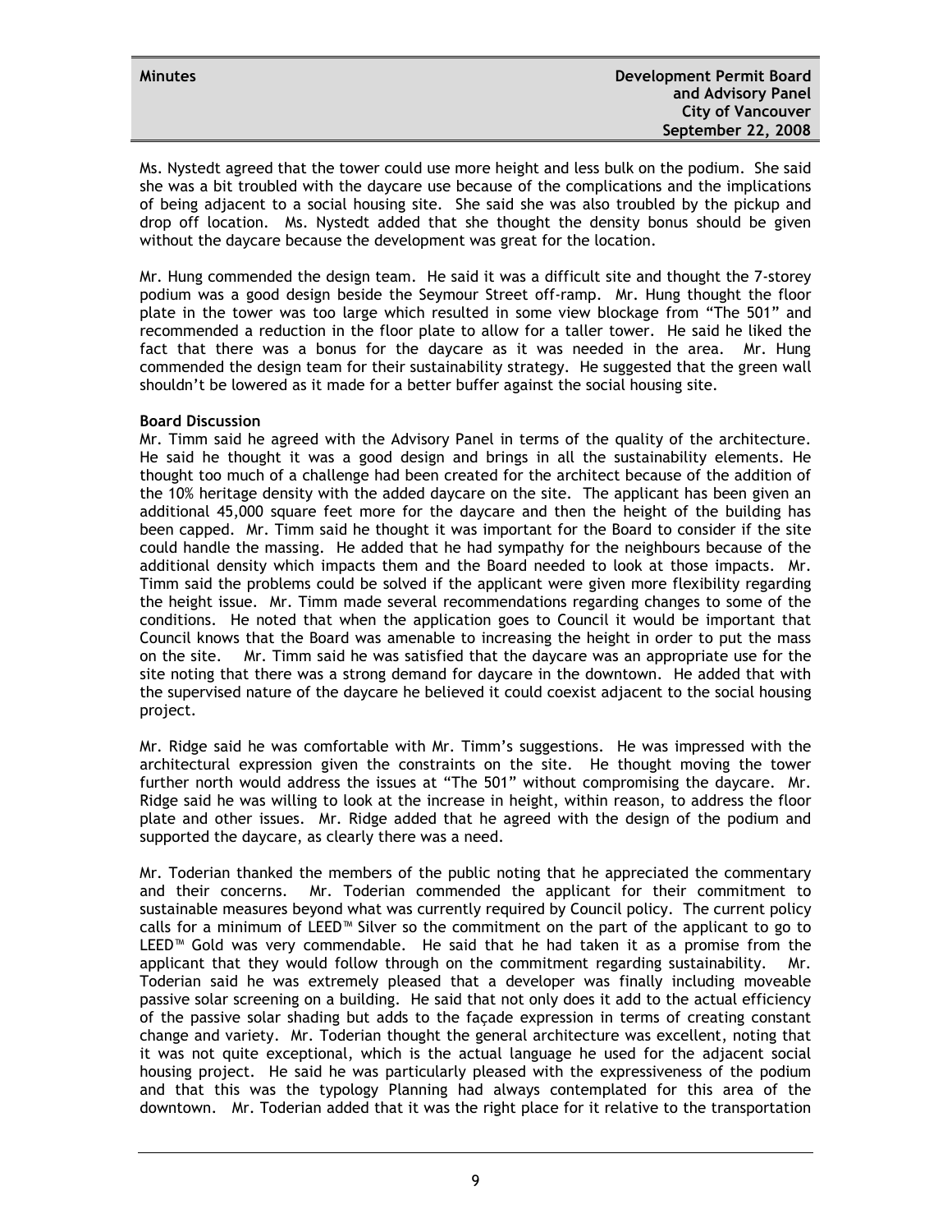Ms. Nystedt agreed that the tower could use more height and less bulk on the podium. She said she was a bit troubled with the daycare use because of the complications and the implications of being adjacent to a social housing site. She said she was also troubled by the pickup and drop off location. Ms. Nystedt added that she thought the density bonus should be given without the daycare because the development was great for the location.

Mr. Hung commended the design team. He said it was a difficult site and thought the 7-storey podium was a good design beside the Seymour Street off-ramp. Mr. Hung thought the floor plate in the tower was too large which resulted in some view blockage from "The 501" and recommended a reduction in the floor plate to allow for a taller tower. He said he liked the fact that there was a bonus for the daycare as it was needed in the area. Mr. Hung commended the design team for their sustainability strategy. He suggested that the green wall shouldn't be lowered as it made for a better buffer against the social housing site.

**Board Discussion**

Mr. Timm said he agreed with the Advisory Panel in terms of the quality of the architecture. He said he thought it was a good design and brings in all the sustainability elements. He thought too much of a challenge had been created for the architect because of the addition of the 10% heritage density with the added daycare on the site. The applicant has been given an additional 45,000 square feet more for the daycare and then the height of the building has been capped. Mr. Timm said he thought it was important for the Board to consider if the site could handle the massing. He added that he had sympathy for the neighbours because of the additional density which impacts them and the Board needed to look at those impacts. Mr. Timm said the problems could be solved if the applicant were given more flexibility regarding the height issue. Mr. Timm made several recommendations regarding changes to some of the conditions. He noted that when the application goes to Council it would be important that Council knows that the Board was amenable to increasing the height in order to put the mass on the site. Mr. Timm said he was satisfied that the daycare was an appropriate use for the site noting that there was a strong demand for daycare in the downtown. He added that with the supervised nature of the daycare he believed it could coexist adjacent to the social housing project.

Mr. Ridge said he was comfortable with Mr. Timm's suggestions. He was impressed with the architectural expression given the constraints on the site. He thought moving the tower further north would address the issues at "The 501" without compromising the daycare. Mr. Ridge said he was willing to look at the increase in height, within reason, to address the floor plate and other issues. Mr. Ridge added that he agreed with the design of the podium and supported the daycare, as clearly there was a need.

Mr. Toderian thanked the members of the public noting that he appreciated the commentary and their concerns. Mr. Toderian commended the applicant for their commitment to sustainable measures beyond what was currently required by Council policy. The current policy calls for a minimum of LEED™ Silver so the commitment on the part of the applicant to go to LEED™ Gold was very commendable. He said that he had taken it as a promise from the applicant that they would follow through on the commitment regarding sustainability. Mr. Toderian said he was extremely pleased that a developer was finally including moveable passive solar screening on a building. He said that not only does it add to the actual efficiency of the passive solar shading but adds to the façade expression in terms of creating constant change and variety. Mr. Toderian thought the general architecture was excellent, noting that it was not quite exceptional, which is the actual language he used for the adjacent social housing project. He said he was particularly pleased with the expressiveness of the podium and that this was the typology Planning had always contemplated for this area of the downtown. Mr. Toderian added that it was the right place for it relative to the transportation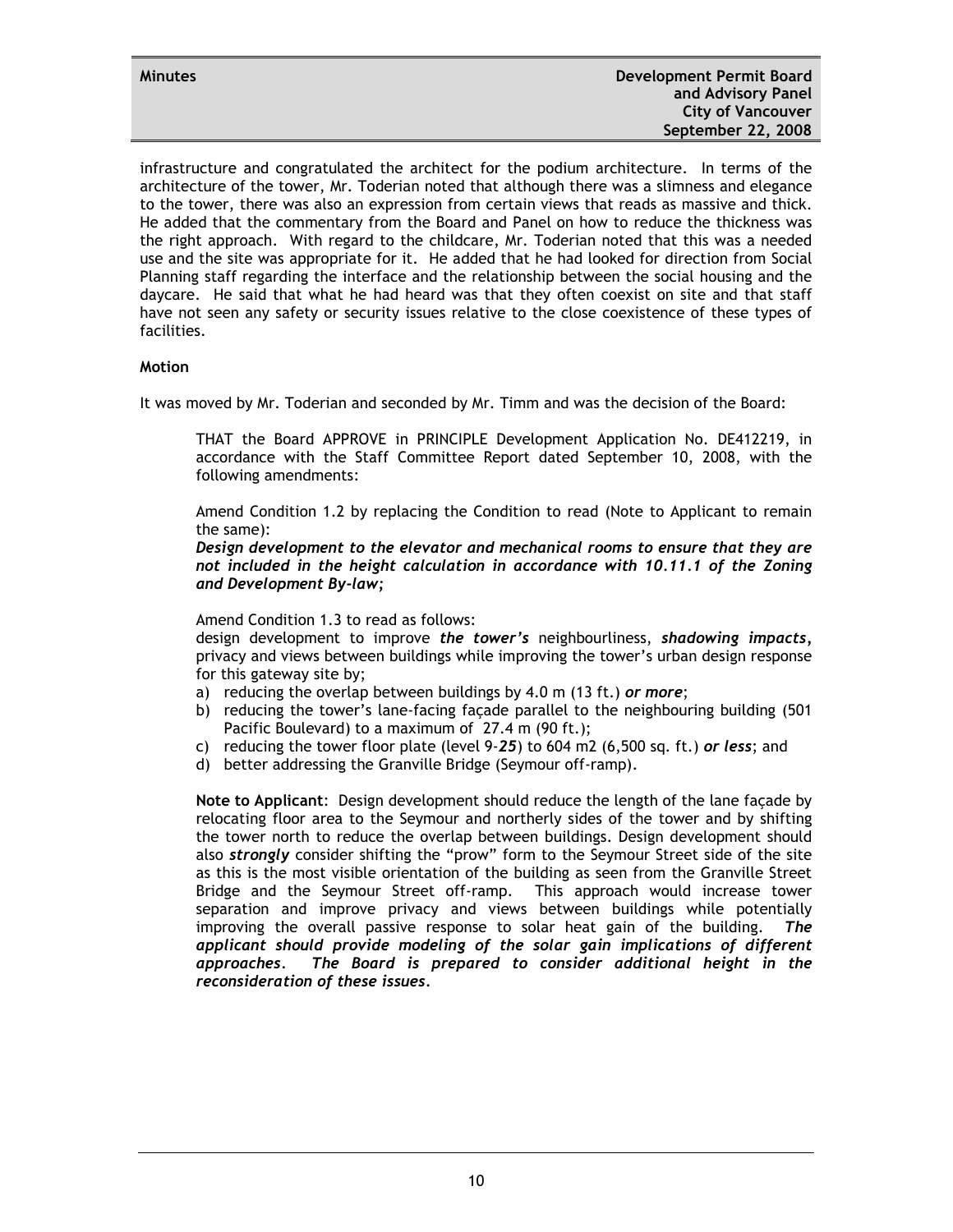infrastructure and congratulated the architect for the podium architecture. In terms of the architecture of the tower, Mr. Toderian noted that although there was a slimness and elegance to the tower, there was also an expression from certain views that reads as massive and thick. He added that the commentary from the Board and Panel on how to reduce the thickness was the right approach. With regard to the childcare, Mr. Toderian noted that this was a needed use and the site was appropriate for it. He added that he had looked for direction from Social Planning staff regarding the interface and the relationship between the social housing and the daycare. He said that what he had heard was that they often coexist on site and that staff have not seen any safety or security issues relative to the close coexistence of these types of facilities.

**Motion**

It was moved by Mr. Toderian and seconded by Mr. Timm and was the decision of the Board:

> THAT the Board APPROVE in PRINCIPLE Development Application No. DE412219, in accordance with the Staff Committee Report dated September 10, 2008, with the following amendments:
>
> Amend Condition 1.2 by replacing the Condition to read (Note to Applicant to remain the same):
> ***Design development to the elevator and mechanical rooms to ensure that they are not included in the height calculation in accordance with 10.11.1 of the Zoning and Development By-law;***
>
> Amend Condition 1.3 to read as follows:
> design development to improve ***the tower's*** neighbourliness, ***shadowing impacts***, privacy and views between buildings while improving the tower's urban design response for this gateway site by;
>
> a) reducing the overlap between buildings by 4.0 m (13 ft.) ***or more***;
> b) reducing the tower's lane-facing façade parallel to the neighbouring building (501 Pacific Boulevard) to a maximum of 27.4 m (90 ft.);
> c) reducing the tower floor plate (level 9-***25***) to 604 m2 (6,500 sq. ft.) ***or less***; and
> d) better addressing the Granville Bridge (Seymour off-ramp).
>
> **Note to Applicant**: Design development should reduce the length of the lane façade by relocating floor area to the Seymour and northerly sides of the tower and by shifting the tower north to reduce the overlap between buildings. Design development should also ***strongly*** consider shifting the "prow" form to the Seymour Street side of the site as this is the most visible orientation of the building as seen from the Granville Street Bridge and the Seymour Street off-ramp. This approach would increase tower separation and improve privacy and views between buildings while potentially improving the overall passive response to solar heat gain of the building. ***The applicant should provide modeling of the solar gain implications of different approaches. The Board is prepared to consider additional height in the reconsideration of these issues.***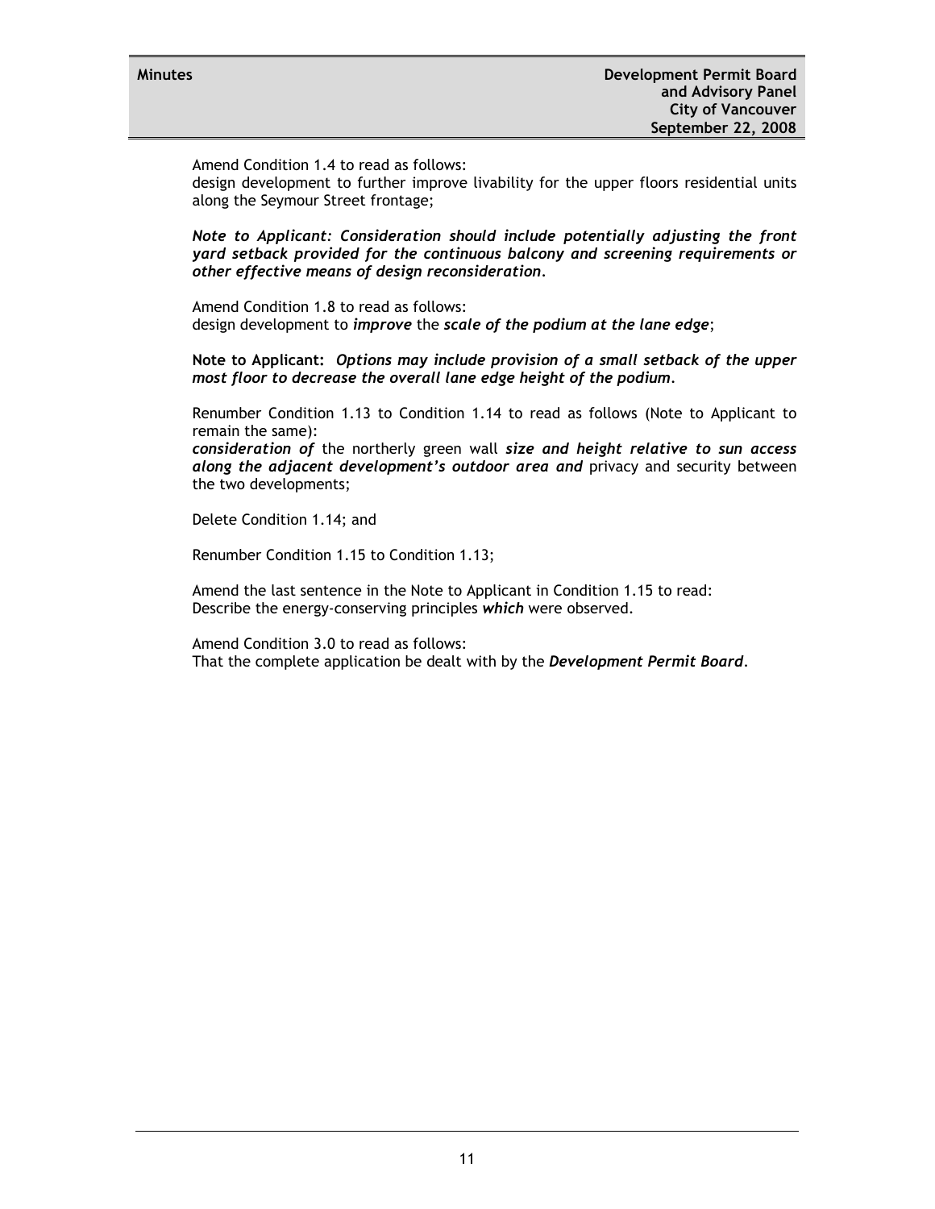Amend Condition 1.4 to read as follows:
design development to further improve livability for the upper floors residential units along the Seymour Street frontage;

***Note to Applicant: Consideration should include potentially adjusting the front yard setback provided for the continuous balcony and screening requirements or other effective means of design reconsideration.***

Amend Condition 1.8 to read as follows:
design development to ***improve*** the ***scale of the podium at the lane edge***;

**Note to Applicant:** ***Options may include provision of a small setback of the upper most floor to decrease the overall lane edge height of the podium.***

Renumber Condition 1.13 to Condition 1.14 to read as follows (Note to Applicant to remain the same):
***consideration of*** the northerly green wall ***size and height relative to sun access along the adjacent development's outdoor area and*** privacy and security between the two developments;

Delete Condition 1.14; and

Renumber Condition 1.15 to Condition 1.13;

Amend the last sentence in the Note to Applicant in Condition 1.15 to read:
Describe the energy-conserving principles ***which*** were observed.

Amend Condition 3.0 to read as follows:
That the complete application be dealt with by the ***Development Permit Board***.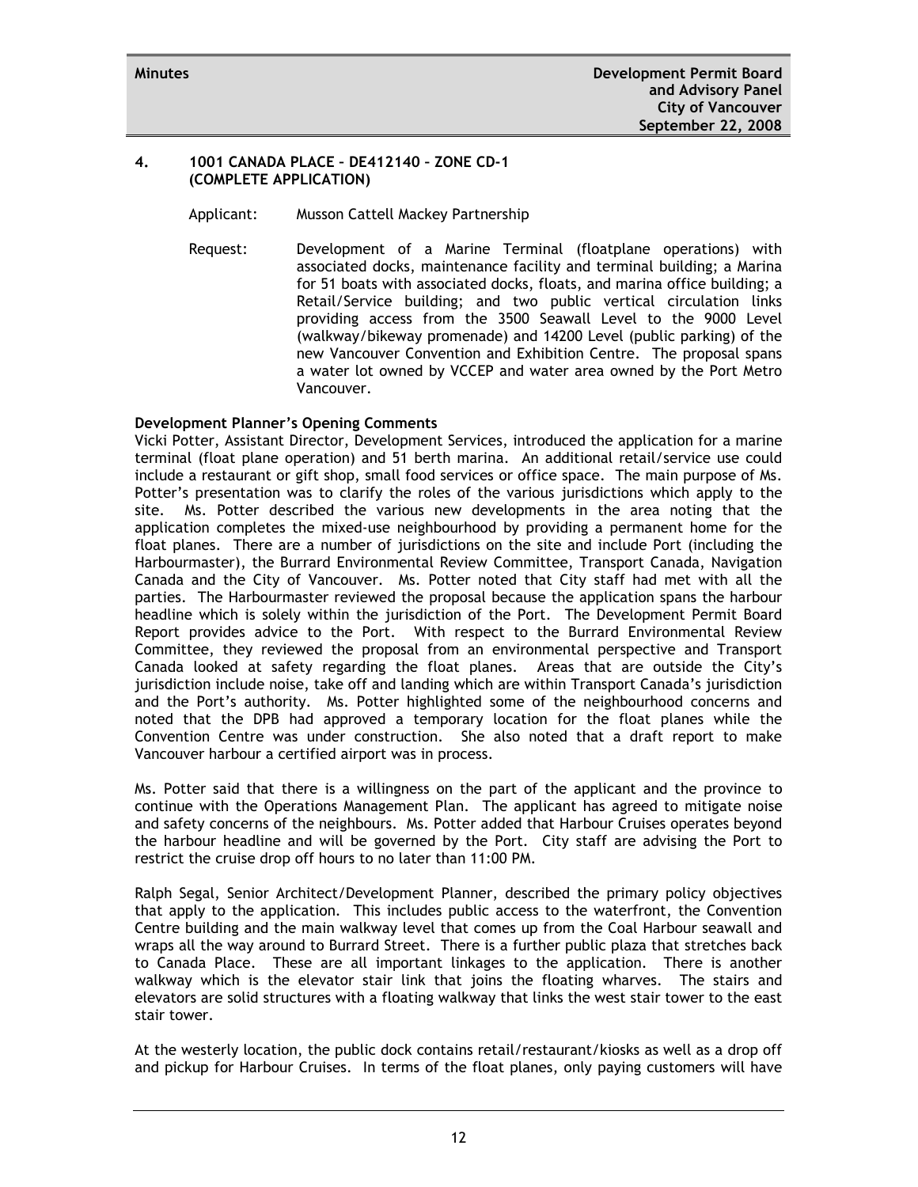## 4. 1001 CANADA PLACE – DE412140 – ZONE CD-1 (COMPLETE APPLICATION)

Applicant: Musson Cattell Mackey Partnership

Request: Development of a Marine Terminal (floatplane operations) with associated docks, maintenance facility and terminal building; a Marina for 51 boats with associated docks, floats, and marina office building; a Retail/Service building; and two public vertical circulation links providing access from the 3500 Seawall Level to the 9000 Level (walkway/bikeway promenade) and 14200 Level (public parking) of the new Vancouver Convention and Exhibition Centre. The proposal spans a water lot owned by VCCEP and water area owned by the Port Metro Vancouver.

**Development Planner's Opening Comments**

Vicki Potter, Assistant Director, Development Services, introduced the application for a marine terminal (float plane operation) and 51 berth marina. An additional retail/service use could include a restaurant or gift shop, small food services or office space. The main purpose of Ms. Potter's presentation was to clarify the roles of the various jurisdictions which apply to the site. Ms. Potter described the various new developments in the area noting that the application completes the mixed-use neighbourhood by providing a permanent home for the float planes. There are a number of jurisdictions on the site and include Port (including the Harbourmaster), the Burrard Environmental Review Committee, Transport Canada, Navigation Canada and the City of Vancouver. Ms. Potter noted that City staff had met with all the parties. The Harbourmaster reviewed the proposal because the application spans the harbour headline which is solely within the jurisdiction of the Port. The Development Permit Board Report provides advice to the Port. With respect to the Burrard Environmental Review Committee, they reviewed the proposal from an environmental perspective and Transport Canada looked at safety regarding the float planes. Areas that are outside the City's jurisdiction include noise, take off and landing which are within Transport Canada's jurisdiction and the Port's authority. Ms. Potter highlighted some of the neighbourhood concerns and noted that the DPB had approved a temporary location for the float planes while the Convention Centre was under construction. She also noted that a draft report to make Vancouver harbour a certified airport was in process.

Ms. Potter said that there is a willingness on the part of the applicant and the province to continue with the Operations Management Plan. The applicant has agreed to mitigate noise and safety concerns of the neighbours. Ms. Potter added that Harbour Cruises operates beyond the harbour headline and will be governed by the Port. City staff are advising the Port to restrict the cruise drop off hours to no later than 11:00 PM.

Ralph Segal, Senior Architect/Development Planner, described the primary policy objectives that apply to the application. This includes public access to the waterfront, the Convention Centre building and the main walkway level that comes up from the Coal Harbour seawall and wraps all the way around to Burrard Street. There is a further public plaza that stretches back to Canada Place. These are all important linkages to the application. There is another walkway which is the elevator stair link that joins the floating wharves. The stairs and elevators are solid structures with a floating walkway that links the west stair tower to the east stair tower.

At the westerly location, the public dock contains retail/restaurant/kiosks as well as a drop off and pickup for Harbour Cruises. In terms of the float planes, only paying customers will have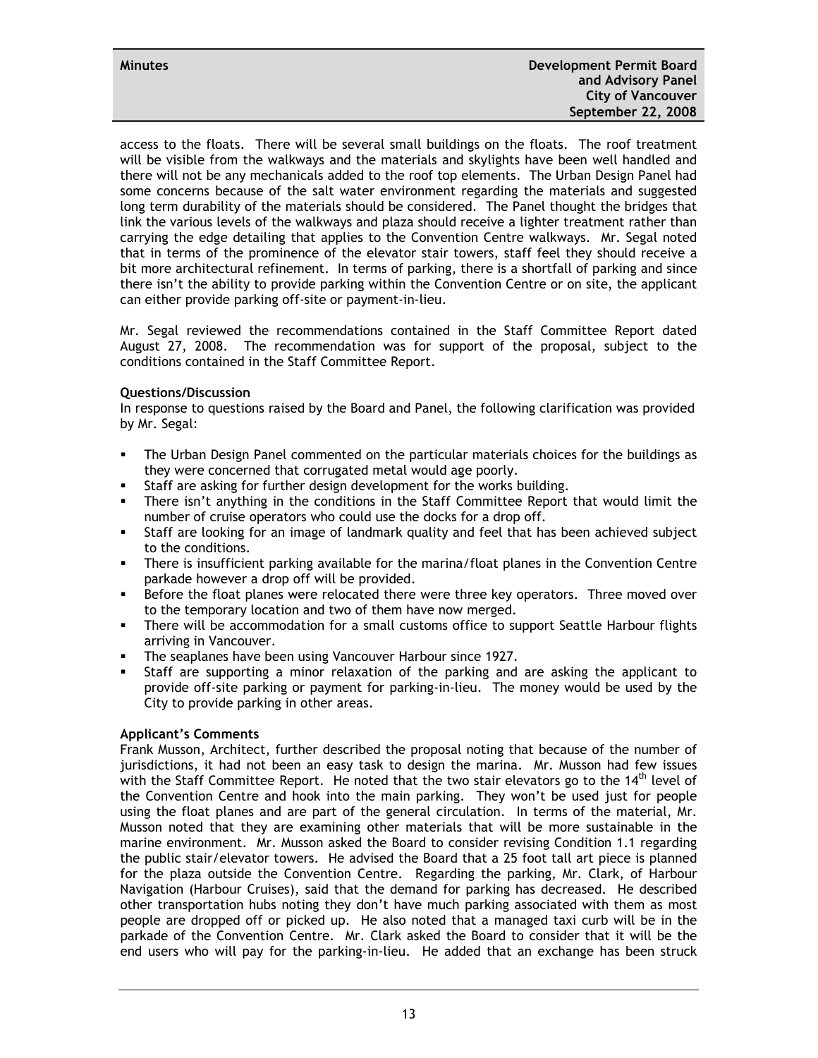access to the floats. There will be several small buildings on the floats. The roof treatment will be visible from the walkways and the materials and skylights have been well handled and there will not be any mechanicals added to the roof top elements. The Urban Design Panel had some concerns because of the salt water environment regarding the materials and suggested long term durability of the materials should be considered. The Panel thought the bridges that link the various levels of the walkways and plaza should receive a lighter treatment rather than carrying the edge detailing that applies to the Convention Centre walkways. Mr. Segal noted that in terms of the prominence of the elevator stair towers, staff feel they should receive a bit more architectural refinement. In terms of parking, there is a shortfall of parking and since there isn't the ability to provide parking within the Convention Centre or on site, the applicant can either provide parking off-site or payment-in-lieu.

Mr. Segal reviewed the recommendations contained in the Staff Committee Report dated August 27, 2008. The recommendation was for support of the proposal, subject to the conditions contained in the Staff Committee Report.

**Questions/Discussion**

In response to questions raised by the Board and Panel, the following clarification was provided by Mr. Segal:

- The Urban Design Panel commented on the particular materials choices for the buildings as they were concerned that corrugated metal would age poorly.
- Staff are asking for further design development for the works building.
- There isn't anything in the conditions in the Staff Committee Report that would limit the number of cruise operators who could use the docks for a drop off.
- Staff are looking for an image of landmark quality and feel that has been achieved subject to the conditions.
- There is insufficient parking available for the marina/float planes in the Convention Centre parkade however a drop off will be provided.
- Before the float planes were relocated there were three key operators. Three moved over to the temporary location and two of them have now merged.
- There will be accommodation for a small customs office to support Seattle Harbour flights arriving in Vancouver.
- The seaplanes have been using Vancouver Harbour since 1927.
- Staff are supporting a minor relaxation of the parking and are asking the applicant to provide off-site parking or payment for parking-in-lieu. The money would be used by the City to provide parking in other areas.

**Applicant's Comments**

Frank Musson, Architect, further described the proposal noting that because of the number of jurisdictions, it had not been an easy task to design the marina. Mr. Musson had few issues with the Staff Committee Report. He noted that the two stair elevators go to the 14th level of the Convention Centre and hook into the main parking. They won't be used just for people using the float planes and are part of the general circulation. In terms of the material, Mr. Musson noted that they are examining other materials that will be more sustainable in the marine environment. Mr. Musson asked the Board to consider revising Condition 1.1 regarding the public stair/elevator towers. He advised the Board that a 25 foot tall art piece is planned for the plaza outside the Convention Centre. Regarding the parking, Mr. Clark, of Harbour Navigation (Harbour Cruises), said that the demand for parking has decreased. He described other transportation hubs noting they don't have much parking associated with them as most people are dropped off or picked up. He also noted that a managed taxi curb will be in the parkade of the Convention Centre. Mr. Clark asked the Board to consider that it will be the end users who will pay for the parking-in-lieu. He added that an exchange has been struck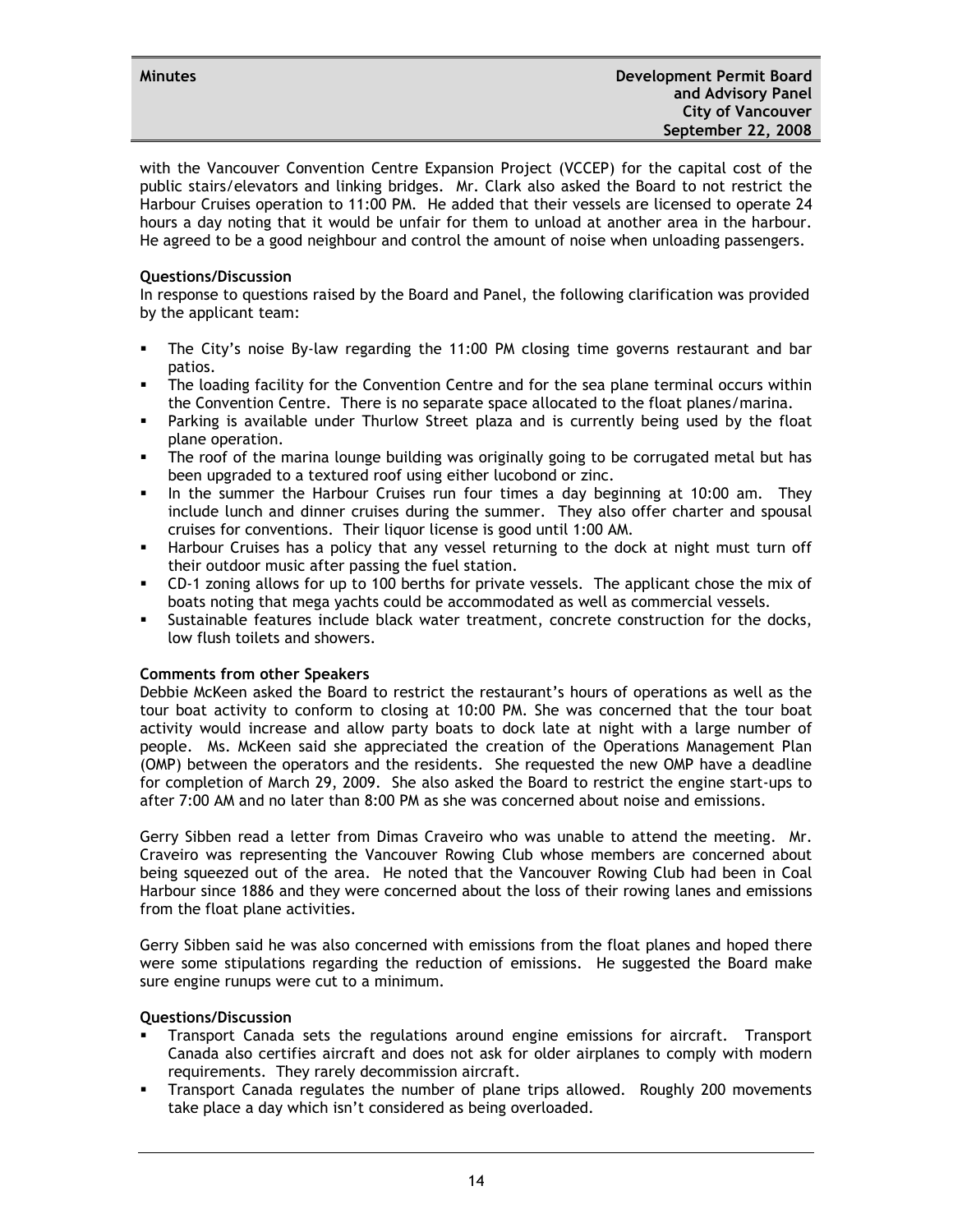with the Vancouver Convention Centre Expansion Project (VCCEP) for the capital cost of the public stairs/elevators and linking bridges. Mr. Clark also asked the Board to not restrict the Harbour Cruises operation to 11:00 PM. He added that their vessels are licensed to operate 24 hours a day noting that it would be unfair for them to unload at another area in the harbour. He agreed to be a good neighbour and control the amount of noise when unloading passengers.

**Questions/Discussion**

In response to questions raised by the Board and Panel, the following clarification was provided by the applicant team:

- The City's noise By-law regarding the 11:00 PM closing time governs restaurant and bar patios.
- The loading facility for the Convention Centre and for the sea plane terminal occurs within the Convention Centre. There is no separate space allocated to the float planes/marina.
- Parking is available under Thurlow Street plaza and is currently being used by the float plane operation.
- The roof of the marina lounge building was originally going to be corrugated metal but has been upgraded to a textured roof using either lucobond or zinc.
- In the summer the Harbour Cruises run four times a day beginning at 10:00 am. They include lunch and dinner cruises during the summer. They also offer charter and spousal cruises for conventions. Their liquor license is good until 1:00 AM.
- Harbour Cruises has a policy that any vessel returning to the dock at night must turn off their outdoor music after passing the fuel station.
- CD-1 zoning allows for up to 100 berths for private vessels. The applicant chose the mix of boats noting that mega yachts could be accommodated as well as commercial vessels.
- Sustainable features include black water treatment, concrete construction for the docks, low flush toilets and showers.

**Comments from other Speakers**

Debbie McKeen asked the Board to restrict the restaurant's hours of operations as well as the tour boat activity to conform to closing at 10:00 PM. She was concerned that the tour boat activity would increase and allow party boats to dock late at night with a large number of people. Ms. McKeen said she appreciated the creation of the Operations Management Plan (OMP) between the operators and the residents. She requested the new OMP have a deadline for completion of March 29, 2009. She also asked the Board to restrict the engine start-ups to after 7:00 AM and no later than 8:00 PM as she was concerned about noise and emissions.

Gerry Sibben read a letter from Dimas Craveiro who was unable to attend the meeting. Mr. Craveiro was representing the Vancouver Rowing Club whose members are concerned about being squeezed out of the area. He noted that the Vancouver Rowing Club had been in Coal Harbour since 1886 and they were concerned about the loss of their rowing lanes and emissions from the float plane activities.

Gerry Sibben said he was also concerned with emissions from the float planes and hoped there were some stipulations regarding the reduction of emissions. He suggested the Board make sure engine runups were cut to a minimum.

**Questions/Discussion**

- Transport Canada sets the regulations around engine emissions for aircraft. Transport Canada also certifies aircraft and does not ask for older airplanes to comply with modern requirements. They rarely decommission aircraft.
- Transport Canada regulates the number of plane trips allowed. Roughly 200 movements take place a day which isn't considered as being overloaded.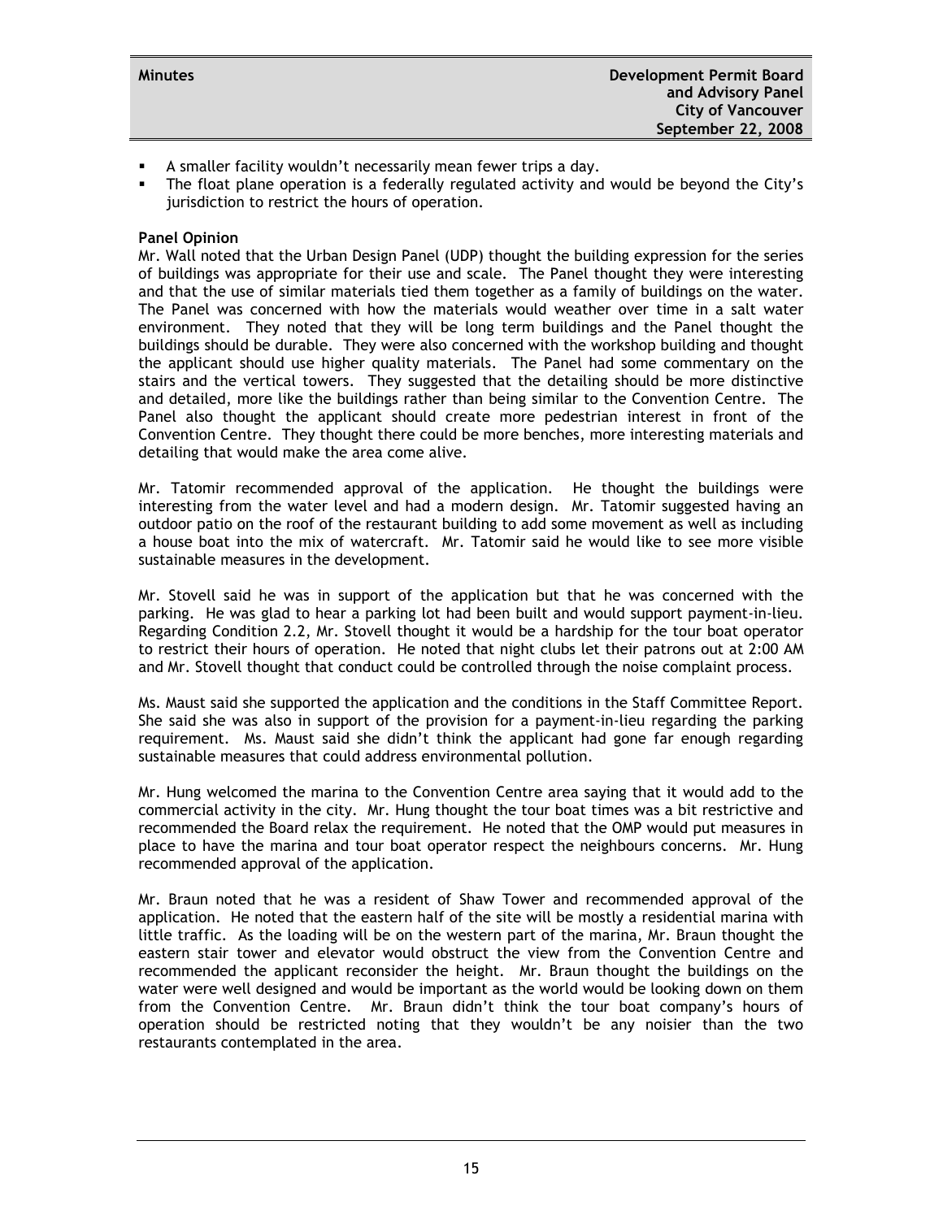- A smaller facility wouldn't necessarily mean fewer trips a day.
- The float plane operation is a federally regulated activity and would be beyond the City's jurisdiction to restrict the hours of operation.

**Panel Opinion**

Mr. Wall noted that the Urban Design Panel (UDP) thought the building expression for the series of buildings was appropriate for their use and scale. The Panel thought they were interesting and that the use of similar materials tied them together as a family of buildings on the water. The Panel was concerned with how the materials would weather over time in a salt water environment. They noted that they will be long term buildings and the Panel thought the buildings should be durable. They were also concerned with the workshop building and thought the applicant should use higher quality materials. The Panel had some commentary on the stairs and the vertical towers. They suggested that the detailing should be more distinctive and detailed, more like the buildings rather than being similar to the Convention Centre. The Panel also thought the applicant should create more pedestrian interest in front of the Convention Centre. They thought there could be more benches, more interesting materials and detailing that would make the area come alive.

Mr. Tatomir recommended approval of the application. He thought the buildings were interesting from the water level and had a modern design. Mr. Tatomir suggested having an outdoor patio on the roof of the restaurant building to add some movement as well as including a house boat into the mix of watercraft. Mr. Tatomir said he would like to see more visible sustainable measures in the development.

Mr. Stovell said he was in support of the application but that he was concerned with the parking. He was glad to hear a parking lot had been built and would support payment-in-lieu. Regarding Condition 2.2, Mr. Stovell thought it would be a hardship for the tour boat operator to restrict their hours of operation. He noted that night clubs let their patrons out at 2:00 AM and Mr. Stovell thought that conduct could be controlled through the noise complaint process.

Ms. Maust said she supported the application and the conditions in the Staff Committee Report. She said she was also in support of the provision for a payment-in-lieu regarding the parking requirement. Ms. Maust said she didn't think the applicant had gone far enough regarding sustainable measures that could address environmental pollution.

Mr. Hung welcomed the marina to the Convention Centre area saying that it would add to the commercial activity in the city. Mr. Hung thought the tour boat times was a bit restrictive and recommended the Board relax the requirement. He noted that the OMP would put measures in place to have the marina and tour boat operator respect the neighbours concerns. Mr. Hung recommended approval of the application.

Mr. Braun noted that he was a resident of Shaw Tower and recommended approval of the application. He noted that the eastern half of the site will be mostly a residential marina with little traffic. As the loading will be on the western part of the marina, Mr. Braun thought the eastern stair tower and elevator would obstruct the view from the Convention Centre and recommended the applicant reconsider the height. Mr. Braun thought the buildings on the water were well designed and would be important as the world would be looking down on them from the Convention Centre. Mr. Braun didn't think the tour boat company's hours of operation should be restricted noting that they wouldn't be any noisier than the two restaurants contemplated in the area.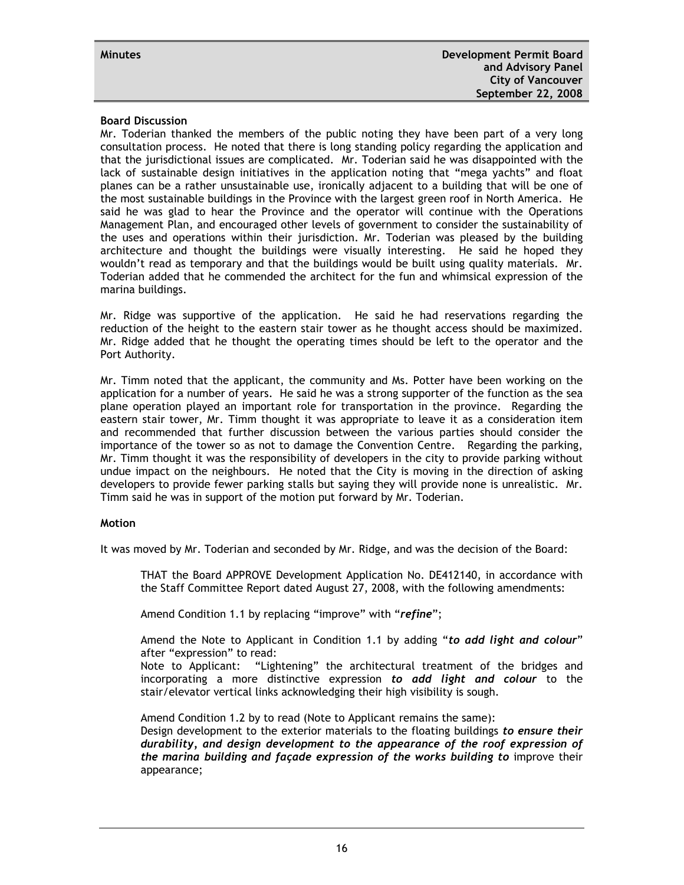**Board Discussion**

Mr. Toderian thanked the members of the public noting they have been part of a very long consultation process. He noted that there is long standing policy regarding the application and that the jurisdictional issues are complicated. Mr. Toderian said he was disappointed with the lack of sustainable design initiatives in the application noting that "mega yachts" and float planes can be a rather unsustainable use, ironically adjacent to a building that will be one of the most sustainable buildings in the Province with the largest green roof in North America. He said he was glad to hear the Province and the operator will continue with the Operations Management Plan, and encouraged other levels of government to consider the sustainability of the uses and operations within their jurisdiction. Mr. Toderian was pleased by the building architecture and thought the buildings were visually interesting. He said he hoped they wouldn't read as temporary and that the buildings would be built using quality materials. Mr. Toderian added that he commended the architect for the fun and whimsical expression of the marina buildings.

Mr. Ridge was supportive of the application. He said he had reservations regarding the reduction of the height to the eastern stair tower as he thought access should be maximized. Mr. Ridge added that he thought the operating times should be left to the operator and the Port Authority.

Mr. Timm noted that the applicant, the community and Ms. Potter have been working on the application for a number of years. He said he was a strong supporter of the function as the sea plane operation played an important role for transportation in the province. Regarding the eastern stair tower, Mr. Timm thought it was appropriate to leave it as a consideration item and recommended that further discussion between the various parties should consider the importance of the tower so as not to damage the Convention Centre. Regarding the parking, Mr. Timm thought it was the responsibility of developers in the city to provide parking without undue impact on the neighbours. He noted that the City is moving in the direction of asking developers to provide fewer parking stalls but saying they will provide none is unrealistic. Mr. Timm said he was in support of the motion put forward by Mr. Toderian.

**Motion**

It was moved by Mr. Toderian and seconded by Mr. Ridge, and was the decision of the Board:

> THAT the Board APPROVE Development Application No. DE412140, in accordance with the Staff Committee Report dated August 27, 2008, with the following amendments:
>
> Amend Condition 1.1 by replacing "improve" with "***refine***";
>
> Amend the Note to Applicant in Condition 1.1 by adding "***to add light and colour***" after "expression" to read:
> Note to Applicant: "Lightening" the architectural treatment of the bridges and incorporating a more distinctive expression ***to add light and colour*** to the stair/elevator vertical links acknowledging their high visibility is sough.
>
> Amend Condition 1.2 by to read (Note to Applicant remains the same):
> Design development to the exterior materials to the floating buildings ***to ensure their durability, and design development to the appearance of the roof expression of the marina building and façade expression of the works building to*** improve their appearance;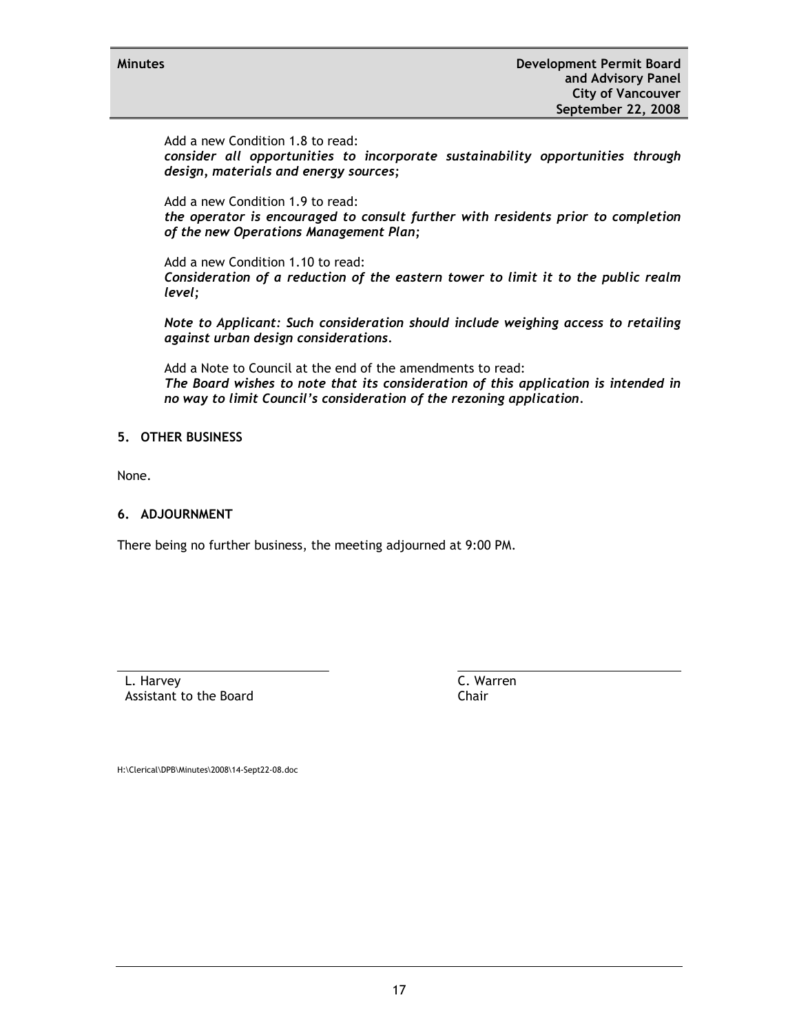Add a new Condition 1.8 to read:
***consider all opportunities to incorporate sustainability opportunities through design, materials and energy sources;***

Add a new Condition 1.9 to read:
***the operator is encouraged to consult further with residents prior to completion of the new Operations Management Plan;***

Add a new Condition 1.10 to read:
***Consideration of a reduction of the eastern tower to limit it to the public realm level;***

***Note to Applicant: Such consideration should include weighing access to retailing against urban design considerations.***

Add a Note to Council at the end of the amendments to read:
***The Board wishes to note that its consideration of this application is intended in no way to limit Council's consideration of the rezoning application.***

## 5. OTHER BUSINESS

None.

## 6. ADJOURNMENT

There being no further business, the meeting adjourned at 9:00 PM.

L. Harvey
Assistant to the Board

C. Warren
Chair

H:\Clerical\DPB\Minutes\2008\14-Sept22-08.doc